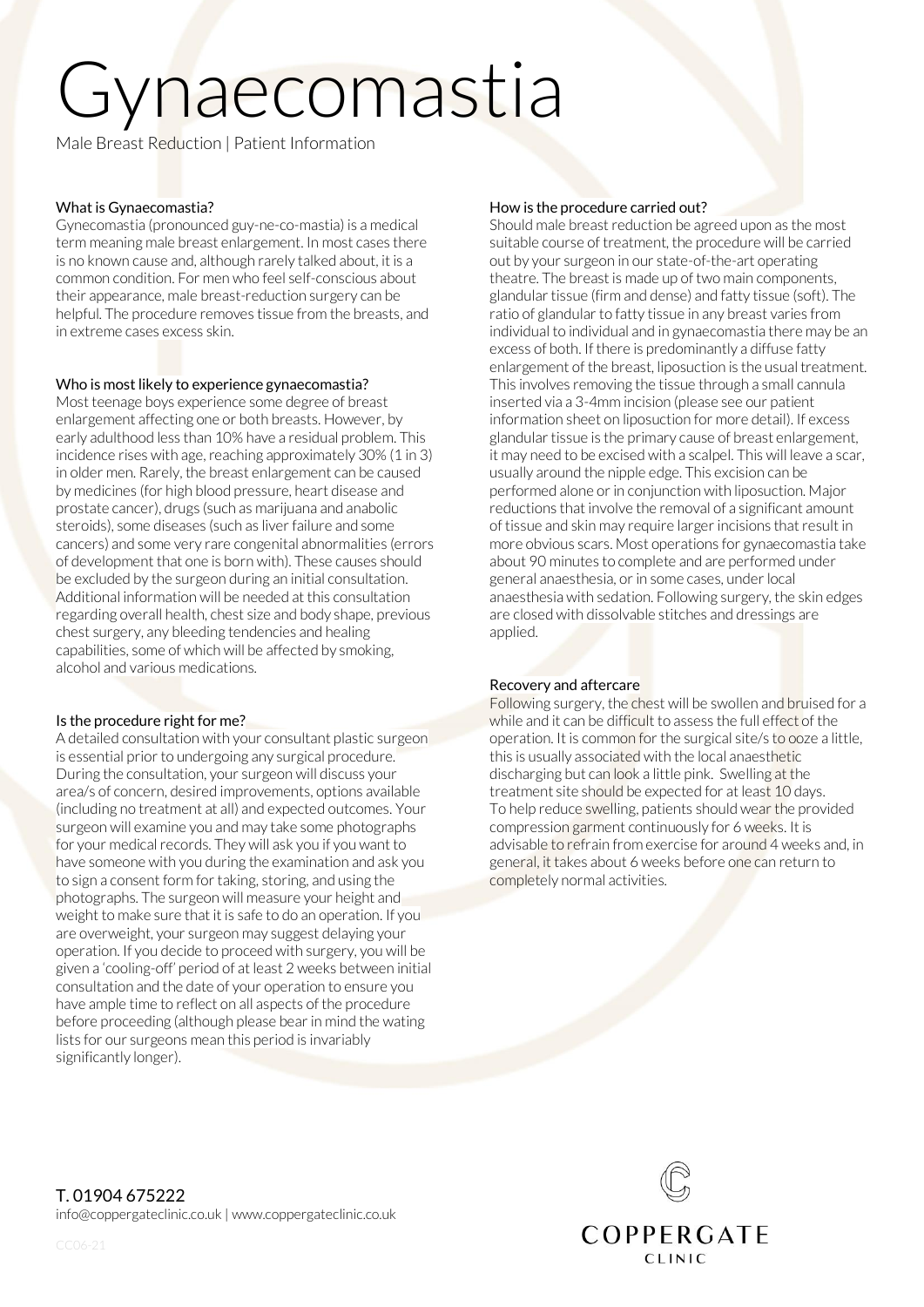# Gynaecomastia

Male Breast Reduction | Patient Information

### What is Gynaecomastia?

Gynecomastia (pronounced guy-ne-co-mastia) is a medical term meaning male breast enlargement. In most cases there is no known cause and, although rarely talked about, it is a common condition. For men who feel self-conscious about their appearance, male breast-reduction surgery can be helpful. The procedure removes tissue from the breasts, and in extreme cases excess skin.

### Who is most likely to experience gynaecomastia?

Most teenage boys experience some degree of breast enlargement affecting one or both breasts. However, by early adulthood less than 10% have a residual problem. This incidence rises with age, reaching approximately 30% (1 in 3) in older men. Rarely, the breast enlargement can be caused by medicines (for high blood pressure, heart disease and prostate cancer), drugs (such as marijuana and anabolic steroids), some diseases (such as liver failure and some cancers) and some very rare congenital abnormalities (errors of development that one is born with). These causes should be excluded by the surgeon during an initial consultation. Additional information will be needed at this consultation regarding overall health, chest size and body shape, previous chest surgery, any bleeding tendencies and healing capabilities, some of which will be affected by smoking, alcohol and various medications.

### Is the procedure right for me?

A detailed consultation with your consultant plastic surgeon is essential prior to undergoing any surgical procedure. During the consultation, your surgeon will discuss your area/s of concern, desired improvements, options available (including no treatment at all) and expected outcomes. Your surgeon will examine you and may take some photographs for your medical records. They will ask you if you want to have someone with you during the examination and ask you to sign a consent form for taking, storing, and using the photographs. The surgeon will measure your height and weight to make sure that it is safe to do an operation. If you are overweight, your surgeon may suggest delaying your operation. If you decide to proceed with surgery, you will be given a 'cooling-off' period of at least 2 weeks between initial consultation and the date of your operation to ensure you have ample time to reflect on all aspects of the procedure before proceeding (although please bear in mind the wating lists for our surgeons mean this period is invariably significantly longer).

### How is the procedure carried out?

Should male breast reduction be agreed upon as the most suitable course of treatment, the procedure will be carried out by your surgeon in our state-of-the-art operating theatre. The breast is made up of two main components, glandular tissue (firm and dense) and fatty tissue (soft). The ratio of glandular to fatty tissue in any breast varies from individual to individual and in gynaecomastia there may be an excess of both. If there is predominantly a diffuse fatty enlargement of the breast, liposuction is the usual treatment. This involves removing the tissue through a small cannula inserted via a 3-4mm incision (please see our patient information sheet on liposuction for more detail). If excess glandular tissue is the primary cause of breast enlargement, it may need to be excised with a scalpel. This will leave a scar, usually around the nipple edge. This excision can be performed alone or in conjunction with liposuction. Major reductions that involve the removal of a significant amount of tissue and skin may require larger incisions that result in more obvious scars. Most operations for gynaecomastia take about 90 minutes to complete and are performed under general anaesthesia, or in some cases, under local anaesthesia with sedation. Following surgery, the skin edges are closed with dissolvable stitches and dressings are applied.

### Recovery and aftercare

Following surgery, the chest will be swollen and bruised for a while and it can be difficult to assess the full effect of the operation. It is common for the surgical site/s to ooze a little, this is usually associated with the local anaesthetic discharging but can look a little pink. Swelling at the treatment site should be expected for at least 10 days. To help reduce swelling, patients should wear the provided compression garment continuously for 6 weeks. It is advisable to refrain from exercise for around 4 weeks and, in general, it takes about 6 weeks before one can return to completely normal activities.

T. 01904 675222
info@coppergateclinic.co.uk | www.coppergateclinic.co.uk

COPPERGATE CLINIC

CC06-21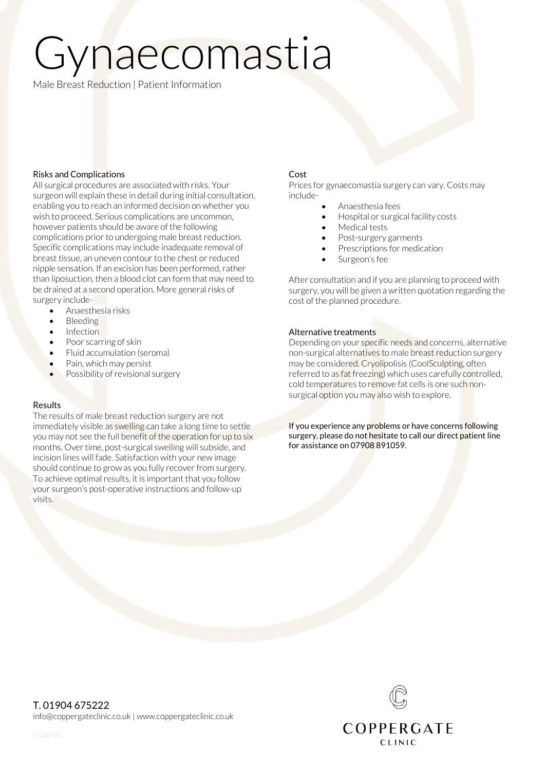# Gynaecomastia

Male Breast Reduction | Patient Information

## Risks and Complications

All surgical procedures are associated with risks. Your surgeon will explain these in detail during initial consultation, enabling you to reach an informed decision on whether you wish to proceed. Serious complications are uncommon, however patients should be aware of the following complications prior to undergoing male breast reduction. Specific complications may include inadequate removal of breast tissue, an uneven contour to the chest or reduced nipple sensation. If an excision has been performed, rather than liposuction, then a blood clot can form that may need to be drained at a second operation. More general risks of surgery include-

- Anaesthesia risks
- Bleeding
- Infection
- Poor scarring of skin
- Fluid accumulation (seroma)
- Pain, which may persist
- Possibility of revisional surgery

## Results

The results of male breast reduction surgery are not immediately visible as swelling can take a long time to settle you may not see the full benefit of the operation for up to six months. Over time, post-surgical swelling will subside, and incision lines will fade. Satisfaction with your new image should continue to grow as you fully recover from surgery. To achieve optimal results, it is important that you follow your surgeon's post-operative instructions and follow-up visits.

## Cost

Prices for gynaecomastia surgery can vary. Costs may include-

- Anaesthesia fees
- Hospital or surgical facility costs
- Medical tests
- Post-surgery garments
- Prescriptions for medication
- Surgeon's fee

After consultation and if you are planning to proceed with surgery, you will be given a written quotation regarding the cost of the planned procedure.

## Alternative treatments

Depending on your specific needs and concerns, alternative non-surgical alternatives to male breast reduction surgery may be considered. Cryolipolisis (CoolSculpting, often referred to as fat freezing) which uses carefully controlled, cold temperatures to remove fat cells is one such non-surgical option you may also wish to explore.

If you experience any problems or have concerns following surgery, please do not hesitate to call our direct patient line for assistance on 07908 891059.

T. 01904 675222
info@coppergateclinic.co.uk | www.coppergateclinic.co.uk

COPPERGATE CLINIC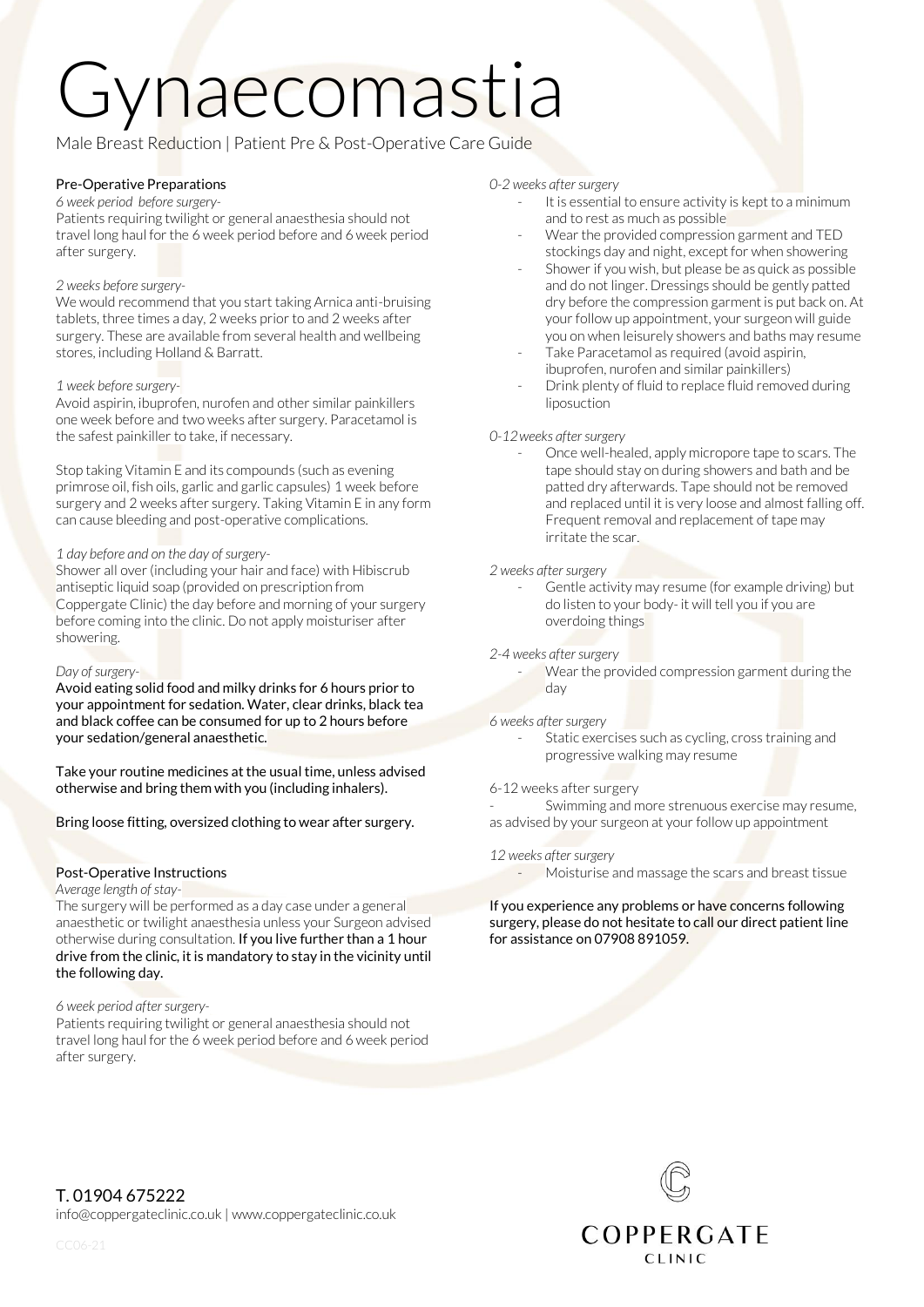# Gynaecomastia

Male Breast Reduction | Patient Pre & Post-Operative Care Guide

## Pre-Operative Preparations

*6 week period before surgery-*

Patients requiring twilight or general anaesthesia should not travel long haul for the 6 week period before and 6 week period after surgery.

*2 weeks before surgery-*

We would recommend that you start taking Arnica anti-bruising tablets, three times a day, 2 weeks prior to and 2 weeks after surgery. These are available from several health and wellbeing stores, including Holland & Barratt.

*1 week before surgery-*

Avoid aspirin, ibuprofen, nurofen and other similar painkillers one week before and two weeks after surgery. Paracetamol is the safest painkiller to take, if necessary.

Stop taking Vitamin E and its compounds (such as evening primrose oil, fish oils, garlic and garlic capsules) 1 week before surgery and 2 weeks after surgery. Taking Vitamin E in any form can cause bleeding and post-operative complications.

*1 day before and on the day of surgery-*

Shower all over (including your hair and face) with Hibiscrub antiseptic liquid soap (provided on prescription from Coppergate Clinic) the day before and morning of your surgery before coming into the clinic. Do not apply moisturiser after showering.

*Day of surgery-*

Avoid eating solid food and milky drinks for 6 hours prior to your appointment for sedation. Water, clear drinks, black tea and black coffee can be consumed for up to 2 hours before your sedation/general anaesthetic.

Take your routine medicines at the usual time, unless advised otherwise and bring them with you (including inhalers).

Bring loose fitting, oversized clothing to wear after surgery.

## Post-Operative Instructions

*Average length of stay-*

The surgery will be performed as a day case under a general anaesthetic or twilight anaesthesia unless your Surgeon advised otherwise during consultation. If you live further than a 1 hour drive from the clinic, it is mandatory to stay in the vicinity until the following day.

*6 week period after surgery-*

Patients requiring twilight or general anaesthesia should not travel long haul for the 6 week period before and 6 week period after surgery.

*0-2 weeks after surgery*

- It is essential to ensure activity is kept to a minimum and to rest as much as possible
- Wear the provided compression garment and TED stockings day and night, except for when showering
- Shower if you wish, but please be as quick as possible and do not linger. Dressings should be gently patted dry before the compression garment is put back on. At your follow up appointment, your surgeon will guide you on when leisurely showers and baths may resume
- Take Paracetamol as required (avoid aspirin, ibuprofen, nurofen and similar painkillers)
- Drink plenty of fluid to replace fluid removed during liposuction

*0-12 weeks after surgery*

- Once well-healed, apply micropore tape to scars. The tape should stay on during showers and bath and be patted dry afterwards. Tape should not be removed and replaced until it is very loose and almost falling off. Frequent removal and replacement of tape may irritate the scar.

*2 weeks after surgery*

- Gentle activity may resume (for example driving) but do listen to your body- it will tell you if you are overdoing things

*2-4 weeks after surgery*

- Wear the provided compression garment during the day

*6 weeks after surgery*

- Static exercises such as cycling, cross training and progressive walking may resume

6-12 weeks after surgery

- Swimming and more strenuous exercise may resume, as advised by your surgeon at your follow up appointment

*12 weeks after surgery*

- Moisturise and massage the scars and breast tissue

If you experience any problems or have concerns following surgery, please do not hesitate to call our direct patient line for assistance on 07908 891059.

T. 01904 675222

info@coppergateclinic.co.uk | www.coppergateclinic.co.uk

COPPERGATE CLINIC

CC06-21